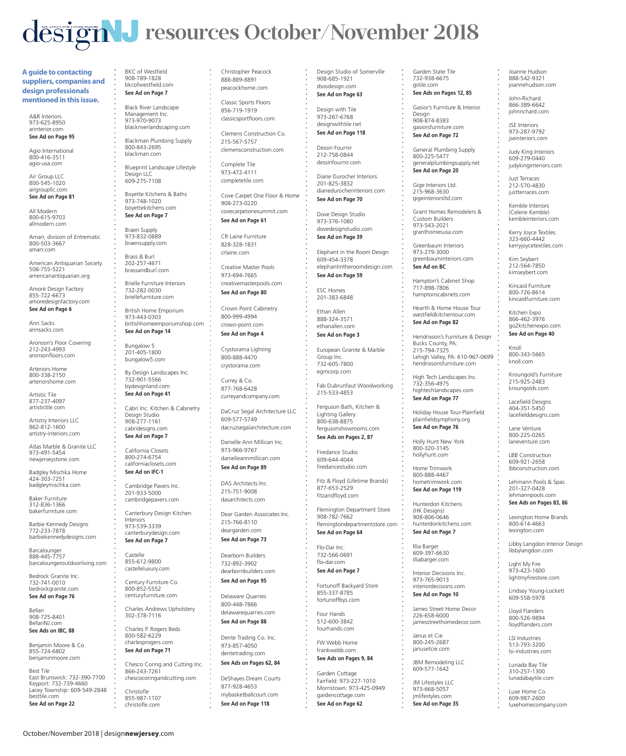# designNJ resources October/November 2018

**A guide to contacting suppliers, companies and design professionals mentioned in this issue.**

A&R Interiors
973-625-8950
arinterior.com
**See Ad on Page 95**

Agio International
800-416-3511
agio-usa.com

Air Group LLC
800-545-1020
airgroupllc.com
**See Ad on Page 81**

All Modern
800-615-9703
allmodern.com

Amarr, division of Entrematic
800-503-3667
amarr.com

American Antiquarian Society
508-755-5221
americanantiquarian.org

Amoré Design Factory
855-722-6673
amoredesignfactory.com
**See Ad on Page 6**

Ann Sacks
annsacks.com

Aronson's Floor Covering
212-243-4993
aronsonfloors.com

Arteriors Home
800-338-2150
arteriorshome.com

Artistic Tile
877-237-4097
artistictile.com

Artistry Interiors LLC
862-812-1600
artistry-interiors.com

Atlas Marble & Granite LLC
973-491-5454
newjerseystone.com

Badgley Mischka Home
424-303-7251
badgleymischka.com

Baker Furniture
312-836-1366
bakerfurniture.com

Barbie Kennedy Designs
772-233-7878
barbiekennedydesigns.com

Barcalounger
888-445-7757
barcaloungeroutdoorliving.com

Bedrock Granite Inc.
732-741-0010
bedrockgranite.com
**See Ad on Page 76**

Bellari
908-725-8401
BellariNJ.com
**See Ads on IBC, 88**

Benjamin Moore & Co.
855-724-6802
benjaminmoore.com

Best Tile
East Brunswick: 732-390-7700
Keyport: 732-739-4660
Lacey Township: 609-549-2848
besttile.com
**See Ad on Page 22**

BKC of Westfield
908-789-1828
bkcofwestfield.com
**See Ad on Page 7**

Black River Landscape Management Inc.
973-970-9073
blackriverlandscaping.com

Blackman Plumbing Supply
800-843-2695
blackman.com

Blueprint Landscape Lifestyle Design LLC
609-275-7108

Boyette Kitchens & Baths
973-748-1020
boyettekitchens.com
**See Ad on Page 7**

Braen Supply
973-832-0889
braensupply.com

Brass & Burl
202-257-4671
brassandburl.com

Brielle Furniture Interiors
732-282-0030
briellefurniture.com

British Home Emporium
973-443-0303
britishhomeemporiumshop.com
**See Ad on Page 14**

Bungalow 5
201-405-1800
bungalow5.com

By Design Landscapes Inc.
732-901-5566
bydesignland.com
**See Ad on Page 41**

Cabri Inc. Kitchen & Cabinetry Design Studio
908-277-1161
cabridesigns.com
**See Ad on Page 7**

California Closets
800-274-6754
californiaclosets.com
**See Ad on IFC-1**

Cambridge Pavers Inc.
201-933-5000
cambridgepavers.com

Canterbury Design Kitchen Interiors
973-539-3339
canterburydesign.com
**See Ad on Page 7**

Castelle
855-612-9800
castelleluxury.com

Century Furniture Co.
800-852-5552
centuryfurniture.com

Charles Andrews Upholstery
302-378-7116

Charles P. Rogers Beds
800-582-6229
charlesprogers.com
**See Ad on Page 71**

Chesco Coring and Cutting Inc.
866-243-7261
chescocoringandcutting.com

Christofle
855-987-1107
christofle.com

Christopher Peacock
888-889-8891
peacockhome.com

Classic Sports Floors
856-719-1919
classicsportfloors.com

Clemens Construction Co.
215-567-5757
clemensconstruction.com

Complete Tile
973-472-4111
completetile.com

Cove Carpet One Floor & Home
908-273-0220
covecarpetonesummit.com
**See Ad on Page 61**

CR Laine Furniture
828-328-1831
crlaine.com

Creative Master Pools
973-694-7665
creativemasterpools.com
**See Ad on Page 80**

Crown Point Cabinetry
800-999-4994
crown-point.com
**See Ad on Page 4**

Crystorama Lighting
800-888-4470
crystorama.com

Currey & Co.
877-768-6428
curreyandcompany.com

DaCruz Segal Architecture LLC
609-577-5749
dacruzsegalarchitecture.com

Danielle Ann Millican Inc.
973-966-9767
danielleannmillican.com
**See Ad on Page 89**

DAS Architects Inc.
215-751-9008
dasarchitects.com

Dear Garden Associates Inc.
215-766-8110
deargarden.com
**See Ad on Page 73**

Dearborn Builders
732-892-3902
dearbornbuilders.com
**See Ad on Page 95**

Delaware Quarries
800-448-7866
delawarequarries.com
**See Ad on Page 88**

Dente Trading Co. Inc.
973-857-4050
dentetrading.com
**See Ads on Pages 62, 84**

DeShayes Dream Courts
877-928-4653
mybasketballcourt.com
**See Ad on Page 118**

Design Studio of Somerville
908-685-1921
dsosdesign.com
**See Ad on Page 63**

Design with Tile
973-267-6768
designwithtile.net
**See Ad on Page 118**

Dessin Fournir
212-758-0844
dessinfournir.com

Diane Durocher Interiors
201-825-3832
dianedurocherinteriors.com
**See Ad on Page 70**

Dove Design Studio
973-376-1080
dovedesignstudio.com
**See Ad on Page 39**

Elephant in the Room Design
609-454-3378
elephantintheroomdesign.com
**See Ad on Page 59**

ESC Homes
201-383-6848

Ethan Allen
888-324-3571
ethanallen.com
**See Ad on Page 3**

European Granite & Marble Group Inc.
732-605-7800
egmcorp.com

Fab Dubrunfaut Woodworking
215-533-4853

Ferguson Bath, Kitchen & Lighting Gallery
800-638-8875
fergusonshowrooms.com
**See Ads on Pages 2, 87**

Firedance Studio
609-644-4044
firedancestudio.com

Fitz & Floyd (Lifetime Brands)
877-653-2529
fitzandfloyd.com

Flemington Department Store
908-782-7662
flemingtondepartmentstore.com
**See Ad on Page 64**

Flo-Dar Inc.
732-566-0691
flo-dar.com
**See Ad on Page 7**

Fortunoff Backyard Store
855-337-8785
fortunoffbys.com

Four Hands
512-600-3842
fourhands.com

FW Webb Home
frankwebb.com
**See Ads on Pages 9, 84**

Garden Cottage
Fairfield: 973-227-1010
Morristown: 973-425-0949
gardencottage.com
**See Ad on Page 62**

Garden State Tile
732-938-6675
gstile.com
**See Ads on Pages 12, 85**

Gasior's Furniture & Interior Design
908-874-8383
gasiorsfurniture.com
**See Ad on Page 72**

General Plumbing Supply
800-225-5477
generalplumbingsupply.net
**See Ad on Page 20**

Gige Interiors Ltd.
215-968-3630
gigeinteriorsltd.com

Grant Homes Remodelers & Custom Builders
973-543-2021
granthomesusa.com

Greenbaum Interiors
973-279-3000
greenbauminteriors.com
**See Ad on BC**

Hampton's Cabinet Shop
717-898-7806
hamptonscabinets.com

Hearth & Home House Tour
westfieldkitchentour.com
**See Ad on Page 82**

Hendrixson's Furniture & Design
Bucks County, PA: 215-794-7325
Lehigh Valley, PA: 610-967-0699
hendrixsonsfurniture.com

High Tech Landscapes Inc.
732-356-4975
hightechlandscapes.com
**See Ad on Page 77**

Holiday House Tour-Plainfield
plainfieldsymphony.org
**See Ad on Page 76**

Holly Hunt New York
800-320-3145
hollyhunt.com

Home Trimwork
800-888-4467
hometrimwork.com
**See Ad on Page 119**

Hunterdon Kitchens (HK Designs)
908-806-0646
hunterdonkitchens.com
**See Ad on Page 7**

Illia Barger
609-397-6630
illiabarger.com

Interior Decisions Inc.
973-765-9013
interiordecisions.com
**See Ad on Page 10**

James Street Home Decor
226-658-6000
jamesstreethomedecor.com

Janus et Cie
800-245-2687
janusetcie.com

JBM Remodeling LLC
609-577-1642

JM Lifestyles LLC
973-668-5057
jmlifestyles.com
**See Ad on Page 35**

Joanne Hudson
888-542-9321
joannehudson.com

John-Richard
866-389-6642
johnrichard.com

JSE Interiors
973-287-9792
jseinteriors.com

Judy King Interiors
609-279-0440
judykinginteriors.com

Just Terraces
212-570-4830
justterraces.com

Kemble Interiors (Celerie Kemble)
kembleinteriors.com

Kerry Joyce Textiles
323-660-4442
kerryjoycetextiles.com

Kim Seybert
212-564-7850
kimseybert.com

Kincaid Furniture
800-726-8614
kincaidfurniture.com

Kitchen Expo
866-462-3976
go2kitchenexpo.com
**See Ad on Page 40**

Knoll
800-343-5665
knoll.com

Kroungold's Furniture
215-925-2483
kroungolds.com

Lacefield Designs
404-351-5450
lacefielddesigns.com

Lane Venture
800-225-0265
laneventure.com

LBB Construction
609-921-2658
lbbconstruction.com

Lehmann Pools & Spas
201-327-0428
lehmannpools.com
**See Ads on Pages 83, 86**

Lexington Home Brands
800-614-4663
lexington.com

Libby Langdon Interior Design
libbylangdon.com

Light My Fire
973-423-1600
lightmyfirestore.com

Lindsey Young-Lockett
609-558-5978

Lloyd Flanders
800-526-9894
lloydflanders.com

LSI Industries
513-793-3200
lsi-industries.com

Lunada Bay Tile
310-257-1300
lunadabaytile.com

Luxe Home Co.
609-987-2600
luxehomecompany.com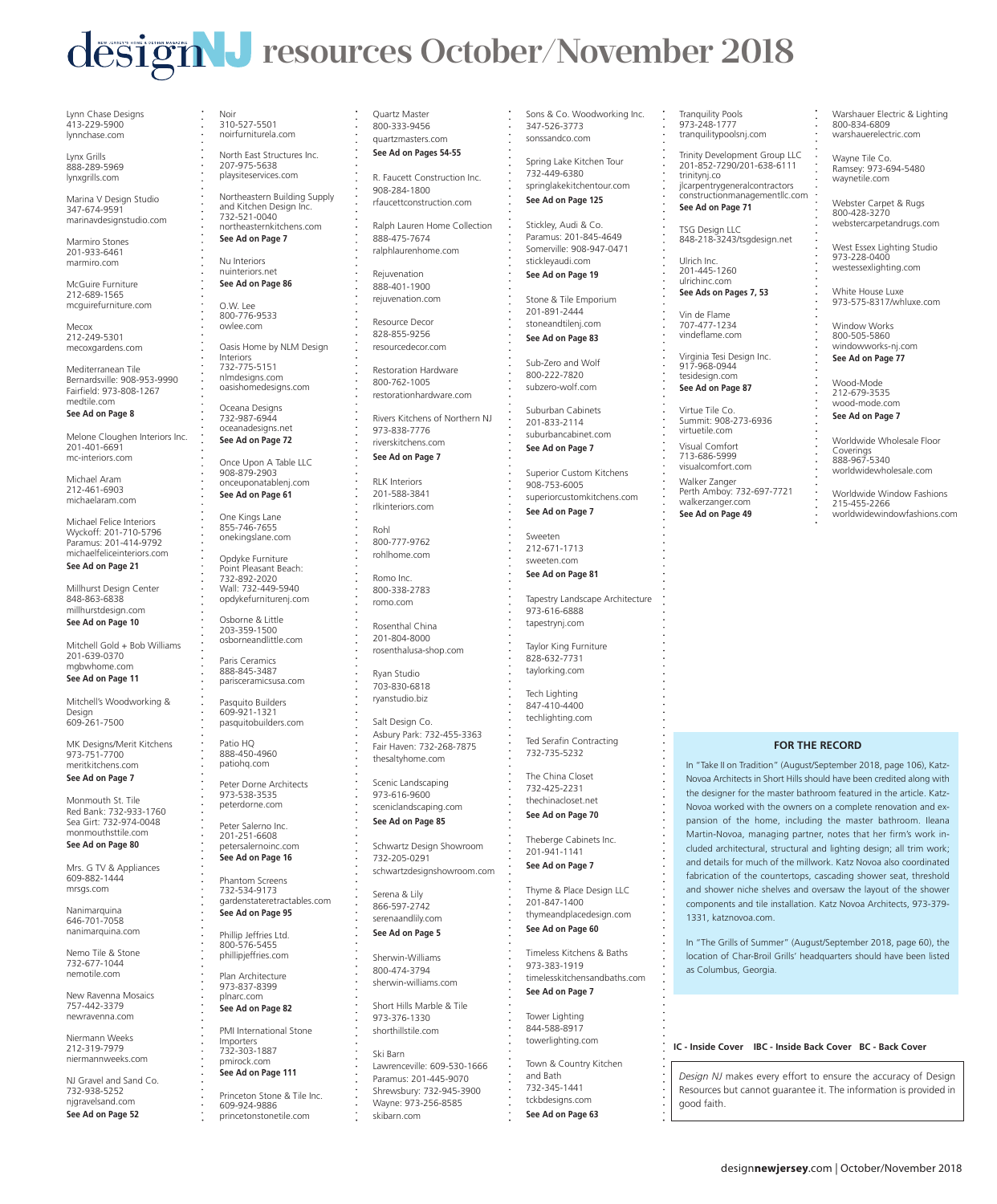# designNJ resources October/November 2018

Lynn Chase Designs
413-229-5900
lynnchase.com

Lynx Grills
888-289-5969
lynxgrills.com

Marina V Design Studio
347-674-9591
marinavdesignstudio.com

Marmiro Stones
201-933-6461
marmiro.com

McGuire Furniture
212-689-1565
mcguirefurniture.com

Mecox
212-249-5301
mecoxgardens.com

Mediterranean Tile
Bernardsville: 908-953-9990
Fairfield: 973-808-1267
medtile.com
**See Ad on Page 8**

Melone Cloughen Interiors Inc.
201-401-6691
mc-interiors.com

Michael Aram
212-461-6903
michaelaram.com

Michael Felice Interiors
Wyckoff: 201-710-5796
Paramus: 201-414-9792
michaelfeliceinteriors.com
**See Ad on Page 21**

Millhurst Design Center
848-863-6838
millhurstdesign.com
**See Ad on Page 10**

Mitchell Gold + Bob Williams
201-639-0370
mgbwhome.com
**See Ad on Page 11**

Mitchell's Woodworking & Design
609-261-7500

MK Designs/Merit Kitchens
973-751-7700
meritkitchens.com
**See Ad on Page 7**

Monmouth St. Tile
Red Bank: 732-933-1760
Sea Girt: 732-974-0048
monmouthsttile.com
**See Ad on Page 80**

Mrs. G TV & Appliances
609-882-1444
mrsgs.com

Nanimarquina
646-701-7058
nanimarquina.com

Nemo Tile & Stone
732-677-1044
nemotile.com

New Ravenna Mosaics
757-442-3379
newravenna.com

Niermann Weeks
212-319-7979
niermannweeks.com

NJ Gravel and Sand Co.
732-938-5252
njgravelsand.com
**See Ad on Page 52**

Noir
310-527-5501
noirfurniturela.com

North East Structures Inc.
207-975-5638
playsiteservices.com

Northeastern Building Supply and Kitchen Design Inc.
732-521-0040
northeasternkitchens.com
**See Ad on Page 7**

Nu Interiors
nuinteriors.net
**See Ad on Page 86**

O.W. Lee
800-776-9533
owlee.com

Oasis Home by NLM Design Interiors
732-775-5151
nlmdesigns.com
oasishomedesigns.com

Oceana Designs
732-987-6944
oceanadesigns.net
**See Ad on Page 72**

Once Upon A Table LLC
908-879-2903
onceuponatablenj.com
**See Ad on Page 61**

One Kings Lane
855-746-7655
onekingslane.com

Opdyke Furniture
Point Pleasant Beach: 732-892-2020
Wall: 732-449-5940
opdykefurniturenj.com

Osborne & Little
203-359-1500
osborneandlittle.com

Paris Ceramics
888-845-3487
parisceramicsusa.com

Pasquito Builders
609-921-1321
pasquitobuilders.com

Patio HQ
888-450-4960
patiohq.com

Peter Dorne Architects
973-538-3535
peterdorne.com

Peter Salerno Inc.
201-251-6608
petersalernoinc.com
**See Ad on Page 16**

Phantom Screens
732-534-9173
gardenstateretractables.com
**See Ad on Page 95**

Phillip Jeffries Ltd.
800-576-5455
phillipjeffries.com

Plan Architecture
973-837-8399
plnarc.com
**See Ad on Page 82**

PMI International Stone Importers
732-303-1887
pmirock.com
**See Ad on Page 111**

Princeton Stone & Tile Inc.
609-924-9886
princetonstonetile.com

Quartz Master
800-333-9456
quartzmasters.com
**See Ad on Pages 54-55**

R. Faucett Construction Inc.
908-284-1800
rfaucettconstruction.com

Ralph Lauren Home Collection
888-475-7674
ralphlaurenhome.com

Rejuvenation
888-401-1900
rejuvenation.com

Resource Decor
828-855-9256
resourcedecor.com

Restoration Hardware
800-762-1005
restorationhardware.com

Rivers Kitchens of Northern NJ
973-838-7776
riverskitchens.com
**See Ad on Page 7**

RLK Interiors
201-588-3841
rlkinteriors.com

Rohl
800-777-9762
rohlhome.com

Romo Inc.
800-338-2783
romo.com

Rosenthal China
201-804-8000
rosenthalusa-shop.com

Ryan Studio
703-830-6818
ryanstudio.biz

Salt Design Co.
Asbury Park: 732-455-3363
Fair Haven: 732-268-7875
thesaltyhome.com

Scenic Landscaping
973-616-9600
sceniclandscaping.com
**See Ad on Page 85**

Schwartz Design Showroom
732-205-0291
schwartzdesignshowroom.com

Serena & Lily
866-597-2742
serenaandlily.com
**See Ad on Page 5**

Sherwin-Williams
800-474-3794
sherwin-williams.com

Short Hills Marble & Tile
973-376-1330
shorthillstile.com

Ski Barn
Lawrenceville: 609-530-1666
Paramus: 201-445-9070
Shrewsbury: 732-945-3900
Wayne: 973-256-8585
skibarn.com

Sons & Co. Woodworking Inc.
347-526-3773
sonssandco.com

Spring Lake Kitchen Tour
732-449-6380
springlakekitchentour.com
**See Ad on Page 125**

Stickley, Audi & Co.
Paramus: 201-845-4649
Somerville: 908-947-0471
stickleyaudi.com
**See Ad on Page 19**

Stone & Tile Emporium
201-891-2444
stoneandtilenj.com
**See Ad on Page 83**

Sub-Zero and Wolf
800-222-7820
subzero-wolf.com

Suburban Cabinets
201-833-2114
suburbancabinet.com
**See Ad on Page 7**

Superior Custom Kitchens
908-753-6005
superiorcustomkitchens.com
**See Ad on Page 7**

Sweeten
212-671-1713
sweeten.com
**See Ad on Page 81**

Tapestry Landscape Architecture
973-616-6888
tapestrynj.com

Taylor King Furniture
828-632-7731
taylorking.com

Tech Lighting
847-410-4400
techlighting.com

Ted Serafin Contracting
732-735-5232

The China Closet
732-425-2231
thechinacloset.net
**See Ad on Page 70**

Theberge Cabinets Inc.
201-941-1141
**See Ad on Page 7**

Thyme & Place Design LLC
201-847-1400
thymeandplacedesign.com
**See Ad on Page 60**

Timeless Kitchens & Baths
973-383-1919
timelesskitchensandbaths.com
**See Ad on Page 7**

Tower Lighting
844-588-8917
towerlighting.com

Town & Country Kitchen and Bath
732-345-1441
tckbdesigns.com
**See Ad on Page 63**

Tranquility Pools
973-248-1777
tranquilitypoolsnj.com

Trinity Development Group LLC
201-852-7290/201-638-6111
trinitynj.co
jlcarpentrygeneralcontractors
constructionmanagementllc.com
**See Ad on Page 71**

TSG Design LLC
848-218-3243/tsgdesign.net

Ulrich Inc.
201-445-1260
ulrichinc.com
**See Ads on Pages 7, 53**

Vin de Flame
707-477-1234
vindeflame.com

Virginia Tesi Design Inc.
917-968-0944
tesidesign.com
**See Ad on Page 87**

Virtue Tile Co.
Summit: 908-273-6936
virtuetile.com

Visual Comfort
713-686-5999
visualcomfort.com

Walker Zanger
Perth Amboy: 732-697-7721
walkerzanger.com
**See Ad on Page 49**

Warshauer Electric & Lighting
800-834-6809
warshauerelectric.com

Wayne Tile Co.
Ramsey: 973-694-5480
waynetile.com

Webster Carpet & Rugs
800-428-3270
webstercarpetandrugs.com

West Essex Lighting Studio
973-228-0400
westessexlighting.com

White House Luxe
973-575-8317/whluxe.com

Window Works
800-505-5860
windowworks-nj.com
**See Ad on Page 77**

Wood-Mode
212-679-3535
wood-mode.com
**See Ad on Page 7**

Worldwide Wholesale Floor Coverings
888-967-5340
worldwidewholesale.com

Worldwide Window Fashions
215-455-2266
worldwidewindowfashions.com

## FOR THE RECORD

In "Take II on Tradition" (August/September 2018, page 106), Katz-Novoa Architects in Short Hills should have been credited along with the designer for the master bathroom featured in the article. Katz-Novoa worked with the owners on a complete renovation and expansion of the home, including the master bathroom. Ileana Martin-Novoa, managing partner, notes that her firm's work included architectural, structural and lighting design; all trim work; and details for much of the millwork. Katz Novoa also coordinated fabrication of the countertops, cascading shower seat, threshold and shower niche shelves and oversaw the layout of the shower components and tile installation. Katz Novoa Architects, 973-379-1331, katznovoa.com.

In "The Grills of Summer" (August/September 2018, page 60), the location of Char-Broil Grills' headquarters should have been listed as Columbus, Georgia.

**IC - Inside Cover   IBC - Inside Back Cover   BC - Back Cover**

*Design NJ* makes every effort to ensure the accuracy of Design Resources but cannot guarantee it. The information is provided in good faith.